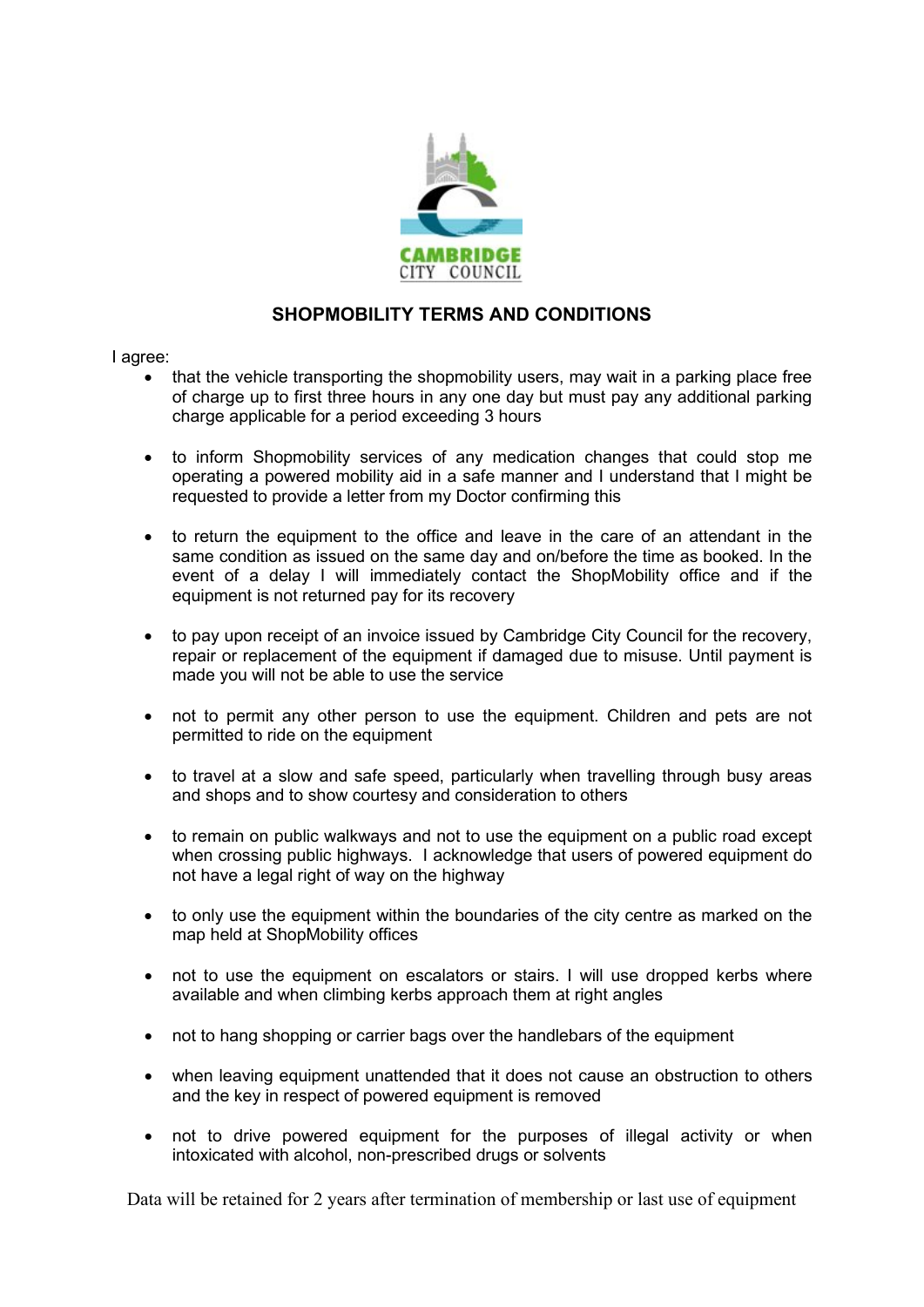CAMBRIDGE CITY COUNCIL

## SHOPMOBILITY TERMS AND CONDITIONS

I agree:

- that the vehicle transporting the shopmobility users, may wait in a parking place free of charge up to first three hours in any one day but must pay any additional parking charge applicable for a period exceeding 3 hours
- to inform Shopmobility services of any medication changes that could stop me operating a powered mobility aid in a safe manner and I understand that I might be requested to provide a letter from my Doctor confirming this
- to return the equipment to the office and leave in the care of an attendant in the same condition as issued on the same day and on/before the time as booked. In the event of a delay I will immediately contact the ShopMobility office and if the equipment is not returned pay for its recovery
- to pay upon receipt of an invoice issued by Cambridge City Council for the recovery, repair or replacement of the equipment if damaged due to misuse. Until payment is made you will not be able to use the service
- not to permit any other person to use the equipment. Children and pets are not permitted to ride on the equipment
- to travel at a slow and safe speed, particularly when travelling through busy areas and shops and to show courtesy and consideration to others
- to remain on public walkways and not to use the equipment on a public road except when crossing public highways. I acknowledge that users of powered equipment do not have a legal right of way on the highway
- to only use the equipment within the boundaries of the city centre as marked on the map held at ShopMobility offices
- not to use the equipment on escalators or stairs. I will use dropped kerbs where available and when climbing kerbs approach them at right angles
- not to hang shopping or carrier bags over the handlebars of the equipment
- when leaving equipment unattended that it does not cause an obstruction to others and the key in respect of powered equipment is removed
- not to drive powered equipment for the purposes of illegal activity or when intoxicated with alcohol, non-prescribed drugs or solvents

Data will be retained for 2 years after termination of membership or last use of equipment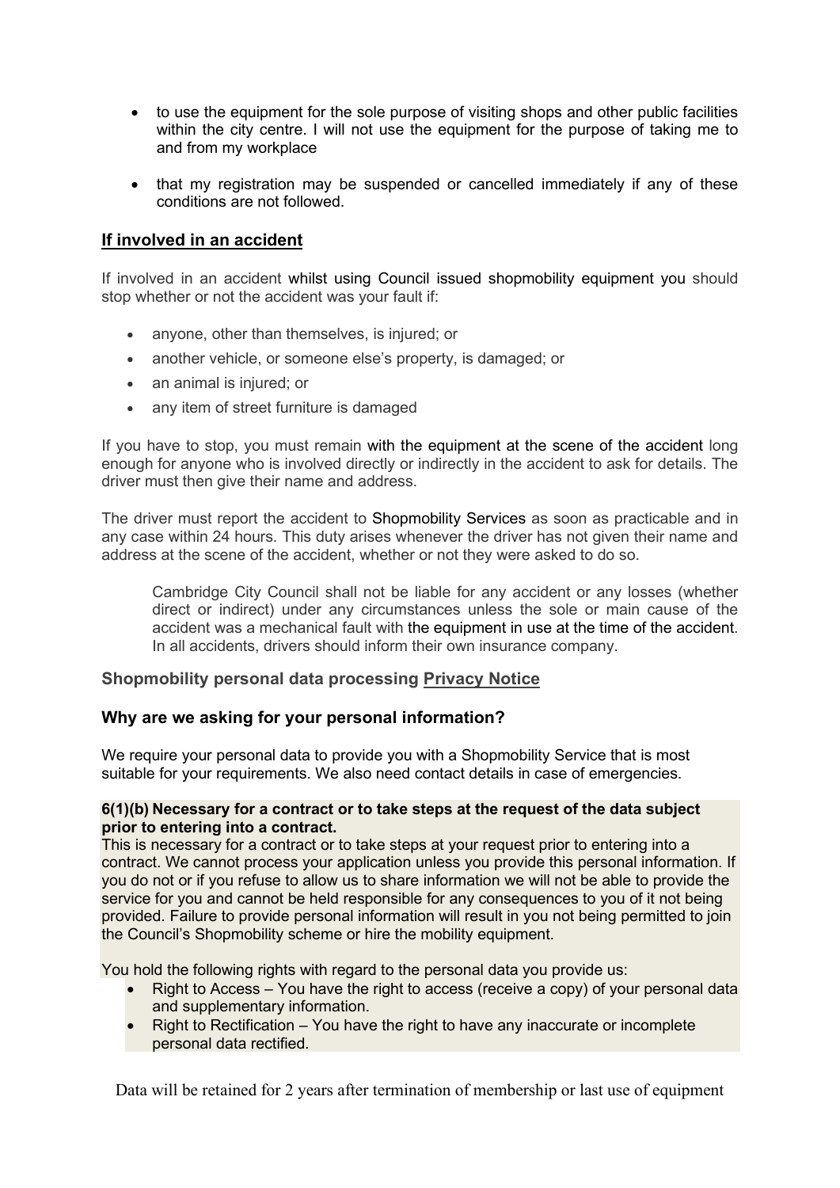- to use the equipment for the sole purpose of visiting shops and other public facilities within the city centre. I will not use the equipment for the purpose of taking me to and from my workplace

- that my registration may be suspended or cancelled immediately if any of these conditions are not followed.

## If involved in an accident

If involved in an accident whilst using Council issued shopmobility equipment you should stop whether or not the accident was your fault if:

- anyone, other than themselves, is injured; or
- another vehicle, or someone else's property, is damaged; or
- an animal is injured; or
- any item of street furniture is damaged

If you have to stop, you must remain with the equipment at the scene of the accident long enough for anyone who is involved directly or indirectly in the accident to ask for details. The driver must then give their name and address.

The driver must report the accident to Shopmobility Services as soon as practicable and in any case within 24 hours. This duty arises whenever the driver has not given their name and address at the scene of the accident, whether or not they were asked to do so.

> Cambridge City Council shall not be liable for any accident or any losses (whether direct or indirect) under any circumstances unless the sole or main cause of the accident was a mechanical fault with the equipment in use at the time of the accident. In all accidents, drivers should inform their own insurance company.

### Shopmobility personal data processing Privacy Notice

### Why are we asking for your personal information?

We require your personal data to provide you with a Shopmobility Service that is most suitable for your requirements. We also need contact details in case of emergencies.

**6(1)(b) Necessary for a contract or to take steps at the request of the data subject prior to entering into a contract.**

This is necessary for a contract or to take steps at your request prior to entering into a contract. We cannot process your application unless you provide this personal information. If you do not or if you refuse to allow us to share information we will not be able to provide the service for you and cannot be held responsible for any consequences to you of it not being provided. Failure to provide personal information will result in you not being permitted to join the Council's Shopmobility scheme or hire the mobility equipment.

You hold the following rights with regard to the personal data you provide us:

- Right to Access – You have the right to access (receive a copy) of your personal data and supplementary information.
- Right to Rectification – You have the right to have any inaccurate or incomplete personal data rectified.

Data will be retained for 2 years after termination of membership or last use of equipment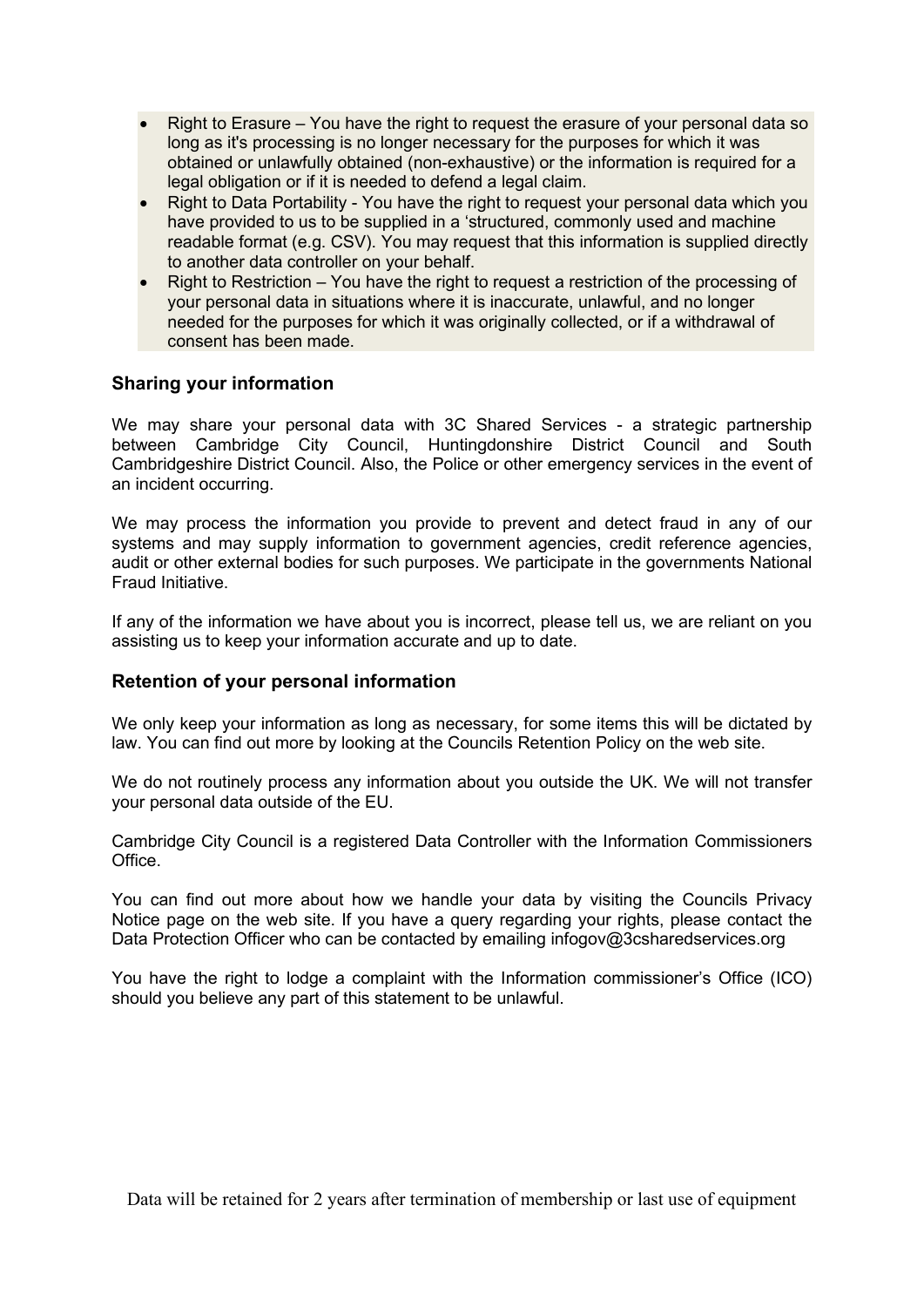- Right to Erasure – You have the right to request the erasure of your personal data so long as it's processing is no longer necessary for the purposes for which it was obtained or unlawfully obtained (non-exhaustive) or the information is required for a legal obligation or if it is needed to defend a legal claim.
- Right to Data Portability - You have the right to request your personal data which you have provided to us to be supplied in a 'structured, commonly used and machine readable format (e.g. CSV). You may request that this information is supplied directly to another data controller on your behalf.
- Right to Restriction – You have the right to request a restriction of the processing of your personal data in situations where it is inaccurate, unlawful, and no longer needed for the purposes for which it was originally collected, or if a withdrawal of consent has been made.

## Sharing your information

We may share your personal data with 3C Shared Services - a strategic partnership between Cambridge City Council, Huntingdonshire District Council and South Cambridgeshire District Council. Also, the Police or other emergency services in the event of an incident occurring.

We may process the information you provide to prevent and detect fraud in any of our systems and may supply information to government agencies, credit reference agencies, audit or other external bodies for such purposes. We participate in the governments National Fraud Initiative.

If any of the information we have about you is incorrect, please tell us, we are reliant on you assisting us to keep your information accurate and up to date.

## Retention of your personal information

We only keep your information as long as necessary, for some items this will be dictated by law. You can find out more by looking at the Councils Retention Policy on the web site.

We do not routinely process any information about you outside the UK. We will not transfer your personal data outside of the EU.

Cambridge City Council is a registered Data Controller with the Information Commissioners Office.

You can find out more about how we handle your data by visiting the Councils Privacy Notice page on the web site. If you have a query regarding your rights, please contact the Data Protection Officer who can be contacted by emailing infogov@3csharedservices.org

You have the right to lodge a complaint with the Information commissioner's Office (ICO) should you believe any part of this statement to be unlawful.

Data will be retained for 2 years after termination of membership or last use of equipment